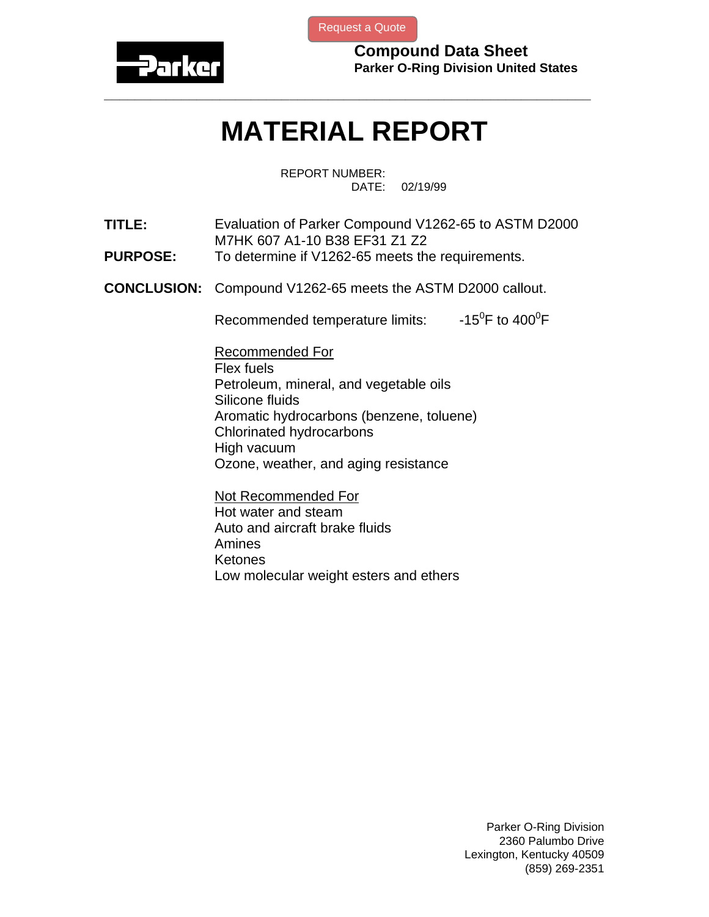Request a Quote

**Compound Data Sheet**
**Parker O-Ring Division United States**

---

# MATERIAL REPORT

REPORT NUMBER:
DATE: 02/19/99

**TITLE:** Evaluation of Parker Compound V1262-65 to ASTM D2000 M7HK 607 A1-10 B38 EF31 Z1 Z2

**PURPOSE:** To determine if V1262-65 meets the requirements.

**CONCLUSION:** Compound V1262-65 meets the ASTM D2000 callout.

Recommended temperature limits: -15$^{0}$F to 400$^{0}$F

<u>Recommended For</u>
Flex fuels
Petroleum, mineral, and vegetable oils
Silicone fluids
Aromatic hydrocarbons (benzene, toluene)
Chlorinated hydrocarbons
High vacuum
Ozone, weather, and aging resistance

<u>Not Recommended For</u>
Hot water and steam
Auto and aircraft brake fluids
Amines
Ketones
Low molecular weight esters and ethers

Parker O-Ring Division
2360 Palumbo Drive
Lexington, Kentucky 40509
(859) 269-2351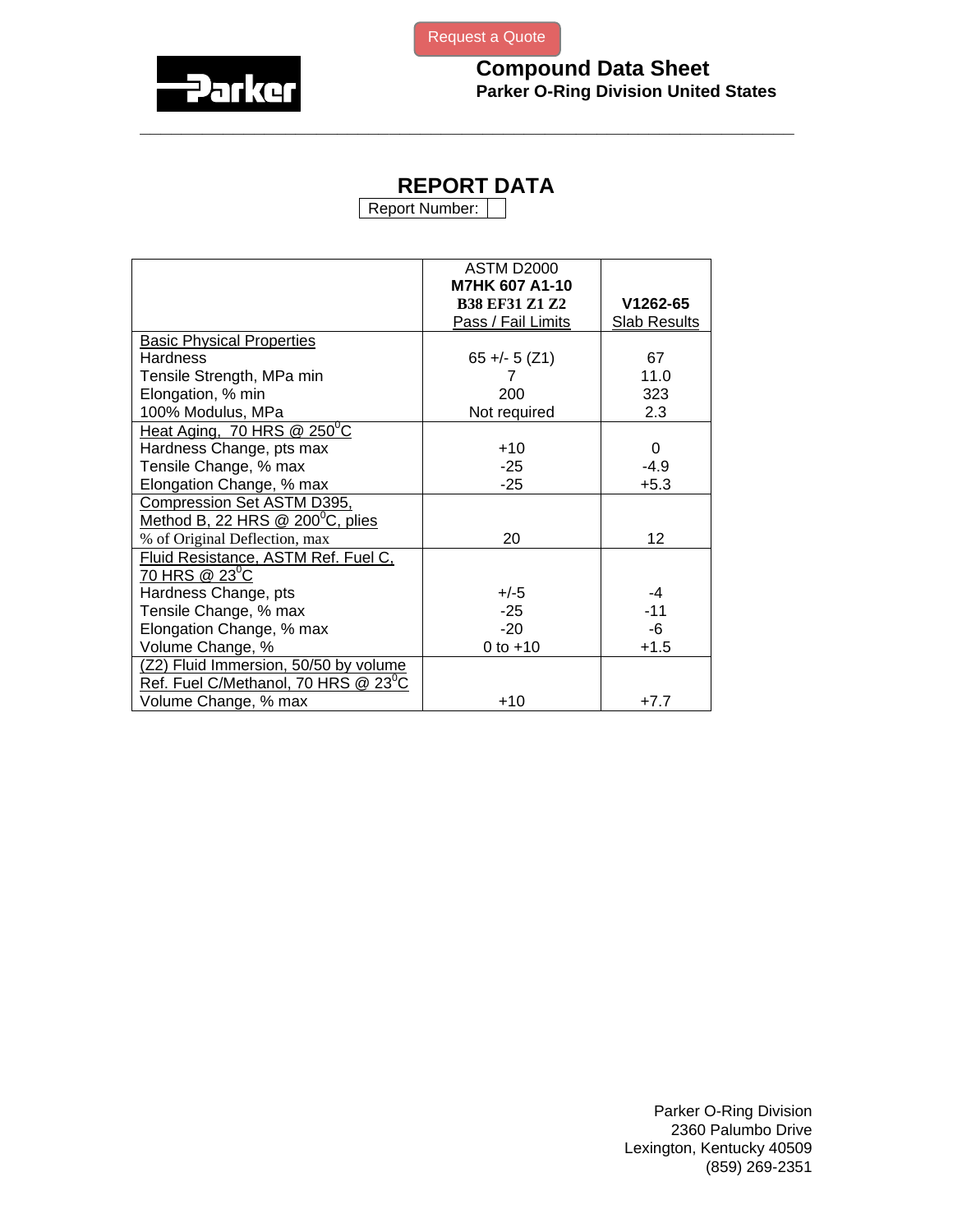Request a Quote

# Compound Data Sheet
**Parker O-Ring Division United States**

## REPORT DATA

Report Number:

| | ASTM D2000 **M7HK 607 A1-10 B38 EF31 Z1 Z2** Pass / Fail Limits | **V1262-65** Slab Results |
|---|---|---|
| Basic Physical Properties | | |
| Hardness | 65 +/- 5 (Z1) | 67 |
| Tensile Strength, MPa min | 7 | 11.0 |
| Elongation, % min | 200 | 323 |
| 100% Modulus, MPa | Not required | 2.3 |
| Heat Aging, 70 HRS @ 250$^0$C | | |
| Hardness Change, pts max | +10 | 0 |
| Tensile Change, % max | -25 | -4.9 |
| Elongation Change, % max | -25 | +5.3 |
| Compression Set ASTM D395, Method B, 22 HRS @ 200$^0$C, plies | | |
| % of Original Deflection, max | 20 | 12 |
| Fluid Resistance, ASTM Ref. Fuel C, 70 HRS @ 23$^0$C | | |
| Hardness Change, pts | +/-5 | -4 |
| Tensile Change, % max | -25 | -11 |
| Elongation Change, % max | -20 | -6 |
| Volume Change, % | 0 to +10 | +1.5 |
| (Z2) Fluid Immersion, 50/50 by volume Ref. Fuel C/Methanol, 70 HRS @ 23$^0$C | | |
| Volume Change, % max | +10 | +7.7 |

Parker O-Ring Division
2360 Palumbo Drive
Lexington, Kentucky 40509
(859) 269-2351